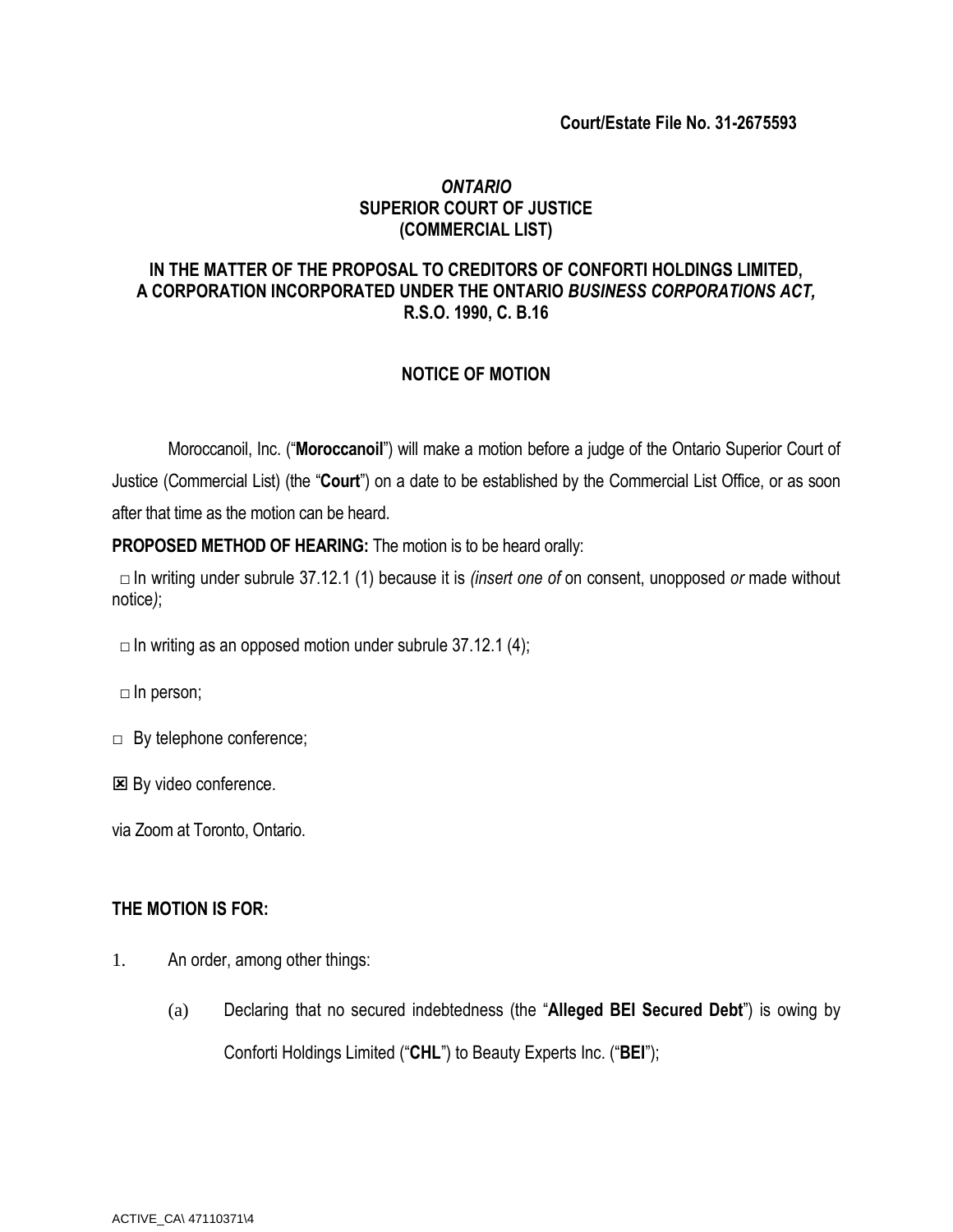**Court/Estate File No. 31-2675593**

***ONTARIO***
**SUPERIOR COURT OF JUSTICE**
**(COMMERCIAL LIST)**

**IN THE MATTER OF THE PROPOSAL TO CREDITORS OF CONFORTI HOLDINGS LIMITED, A CORPORATION INCORPORATED UNDER THE ONTARIO *BUSINESS CORPORATIONS ACT,* R.S.O. 1990, C. B.16**

## NOTICE OF MOTION

Moroccanoil, Inc. ("**Moroccanoil**") will make a motion before a judge of the Ontario Superior Court of Justice (Commercial List) (the "**Court**") on a date to be established by the Commercial List Office, or as soon after that time as the motion can be heard.

**PROPOSED METHOD OF HEARING:** The motion is to be heard orally:

□ In writing under subrule 37.12.1 (1) because it is *(insert one of* on consent, unopposed *or* made without notice*)*;

□ In writing as an opposed motion under subrule 37.12.1 (4);

□ In person;

□ By telephone conference;

☒ By video conference.

via Zoom at Toronto, Ontario.

**THE MOTION IS FOR:**

1. An order, among other things:

   (a) Declaring that no secured indebtedness (the "**Alleged BEI Secured Debt**") is owing by Conforti Holdings Limited ("**CHL**") to Beauty Experts Inc. ("**BEI**");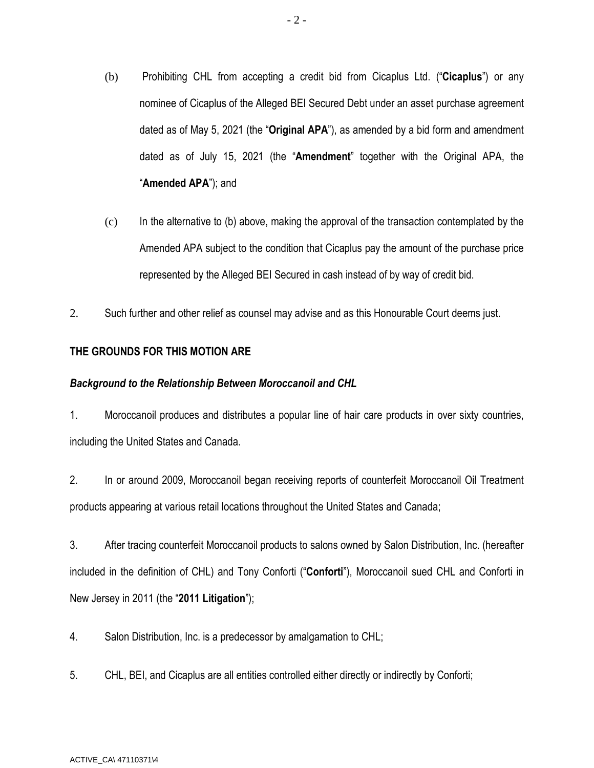(b) Prohibiting CHL from accepting a credit bid from Cicaplus Ltd. ("**Cicaplus**") or any nominee of Cicaplus of the Alleged BEI Secured Debt under an asset purchase agreement dated as of May 5, 2021 (the "**Original APA**"), as amended by a bid form and amendment dated as of July 15, 2021 (the "**Amendment**" together with the Original APA, the "**Amended APA**"); and

(c) In the alternative to (b) above, making the approval of the transaction contemplated by the Amended APA subject to the condition that Cicaplus pay the amount of the purchase price represented by the Alleged BEI Secured in cash instead of by way of credit bid.

2. Such further and other relief as counsel may advise and as this Honourable Court deems just.

**THE GROUNDS FOR THIS MOTION ARE**

***Background to the Relationship Between Moroccanoil and CHL***

1. Moroccanoil produces and distributes a popular line of hair care products in over sixty countries, including the United States and Canada.

2. In or around 2009, Moroccanoil began receiving reports of counterfeit Moroccanoil Oil Treatment products appearing at various retail locations throughout the United States and Canada;

3. After tracing counterfeit Moroccanoil products to salons owned by Salon Distribution, Inc. (hereafter included in the definition of CHL) and Tony Conforti ("**Conforti**"), Moroccanoil sued CHL and Conforti in New Jersey in 2011 (the "**2011 Litigation**");

4. Salon Distribution, Inc. is a predecessor by amalgamation to CHL;

5. CHL, BEI, and Cicaplus are all entities controlled either directly or indirectly by Conforti;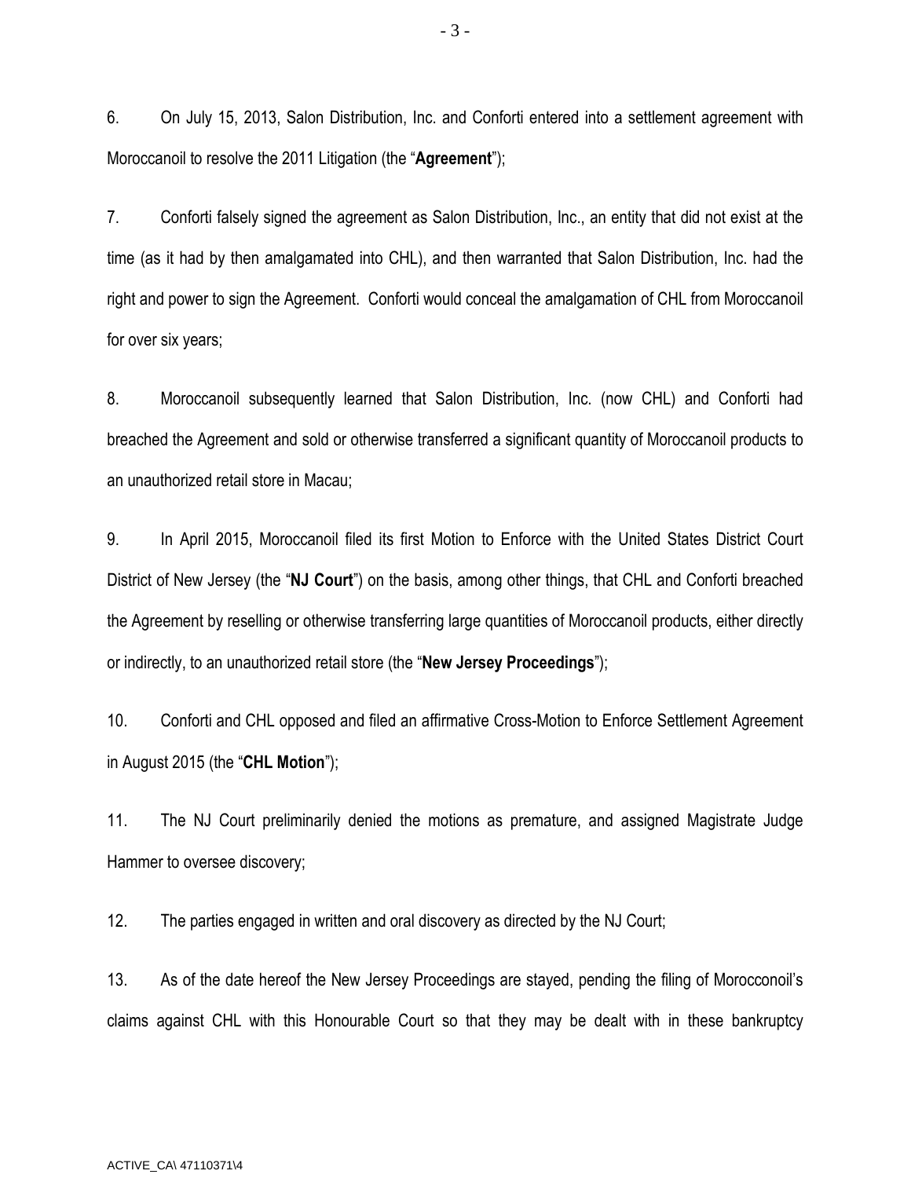6. On July 15, 2013, Salon Distribution, Inc. and Conforti entered into a settlement agreement with Moroccanoil to resolve the 2011 Litigation (the "**Agreement**");

7. Conforti falsely signed the agreement as Salon Distribution, Inc., an entity that did not exist at the time (as it had by then amalgamated into CHL), and then warranted that Salon Distribution, Inc. had the right and power to sign the Agreement. Conforti would conceal the amalgamation of CHL from Moroccanoil for over six years;

8. Moroccanoil subsequently learned that Salon Distribution, Inc. (now CHL) and Conforti had breached the Agreement and sold or otherwise transferred a significant quantity of Moroccanoil products to an unauthorized retail store in Macau;

9. In April 2015, Moroccanoil filed its first Motion to Enforce with the United States District Court District of New Jersey (the "**NJ Court**") on the basis, among other things, that CHL and Conforti breached the Agreement by reselling or otherwise transferring large quantities of Moroccanoil products, either directly or indirectly, to an unauthorized retail store (the "**New Jersey Proceedings**");

10. Conforti and CHL opposed and filed an affirmative Cross-Motion to Enforce Settlement Agreement in August 2015 (the "**CHL Motion**");

11. The NJ Court preliminarily denied the motions as premature, and assigned Magistrate Judge Hammer to oversee discovery;

12. The parties engaged in written and oral discovery as directed by the NJ Court;

13. As of the date hereof the New Jersey Proceedings are stayed, pending the filing of Morocconoil's claims against CHL with this Honourable Court so that they may be dealt with in these bankruptcy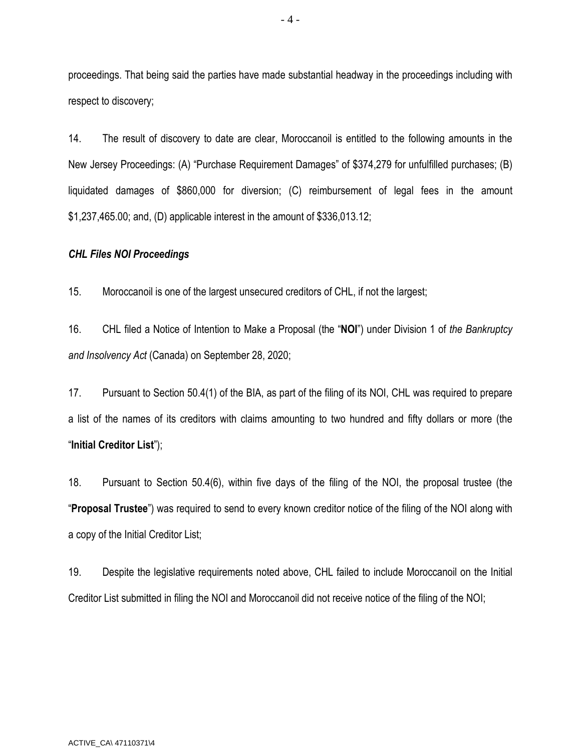proceedings. That being said the parties have made substantial headway in the proceedings including with respect to discovery;

14. The result of discovery to date are clear, Moroccanoil is entitled to the following amounts in the New Jersey Proceedings: (A) "Purchase Requirement Damages" of $374,279 for unfulfilled purchases; (B) liquidated damages of $860,000 for diversion; (C) reimbursement of legal fees in the amount $1,237,465.00; and, (D) applicable interest in the amount of $336,013.12;

***CHL Files NOI Proceedings***

15. Moroccanoil is one of the largest unsecured creditors of CHL, if not the largest;

16. CHL filed a Notice of Intention to Make a Proposal (the "**NOI**") under Division 1 of *the Bankruptcy and Insolvency Act* (Canada) on September 28, 2020;

17. Pursuant to Section 50.4(1) of the BIA, as part of the filing of its NOI, CHL was required to prepare a list of the names of its creditors with claims amounting to two hundred and fifty dollars or more (the "**Initial Creditor List**");

18. Pursuant to Section 50.4(6), within five days of the filing of the NOI, the proposal trustee (the "**Proposal Trustee**") was required to send to every known creditor notice of the filing of the NOI along with a copy of the Initial Creditor List;

19. Despite the legislative requirements noted above, CHL failed to include Moroccanoil on the Initial Creditor List submitted in filing the NOI and Moroccanoil did not receive notice of the filing of the NOI;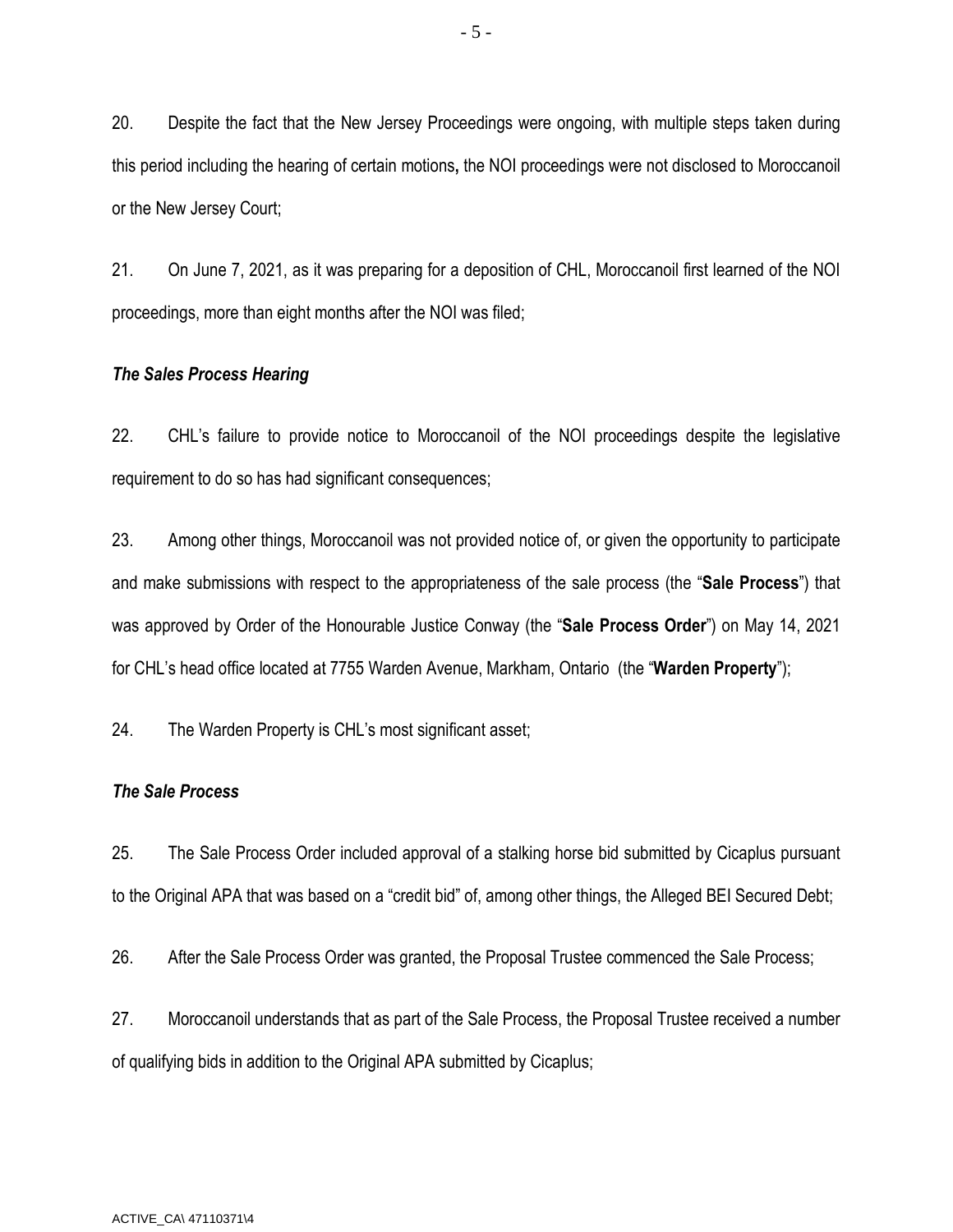20. Despite the fact that the New Jersey Proceedings were ongoing, with multiple steps taken during this period including the hearing of certain motions**,** the NOI proceedings were not disclosed to Moroccanoil or the New Jersey Court;

21. On June 7, 2021, as it was preparing for a deposition of CHL, Moroccanoil first learned of the NOI proceedings, more than eight months after the NOI was filed;

***The Sales Process Hearing***

22. CHL's failure to provide notice to Moroccanoil of the NOI proceedings despite the legislative requirement to do so has had significant consequences;

23. Among other things, Moroccanoil was not provided notice of, or given the opportunity to participate and make submissions with respect to the appropriateness of the sale process (the "**Sale Process**") that was approved by Order of the Honourable Justice Conway (the "**Sale Process Order**") on May 14, 2021 for CHL's head office located at 7755 Warden Avenue, Markham, Ontario (the "**Warden Property**");

24. The Warden Property is CHL's most significant asset;

***The Sale Process***

25. The Sale Process Order included approval of a stalking horse bid submitted by Cicaplus pursuant to the Original APA that was based on a "credit bid" of, among other things, the Alleged BEI Secured Debt;

26. After the Sale Process Order was granted, the Proposal Trustee commenced the Sale Process;

27. Moroccanoil understands that as part of the Sale Process, the Proposal Trustee received a number of qualifying bids in addition to the Original APA submitted by Cicaplus;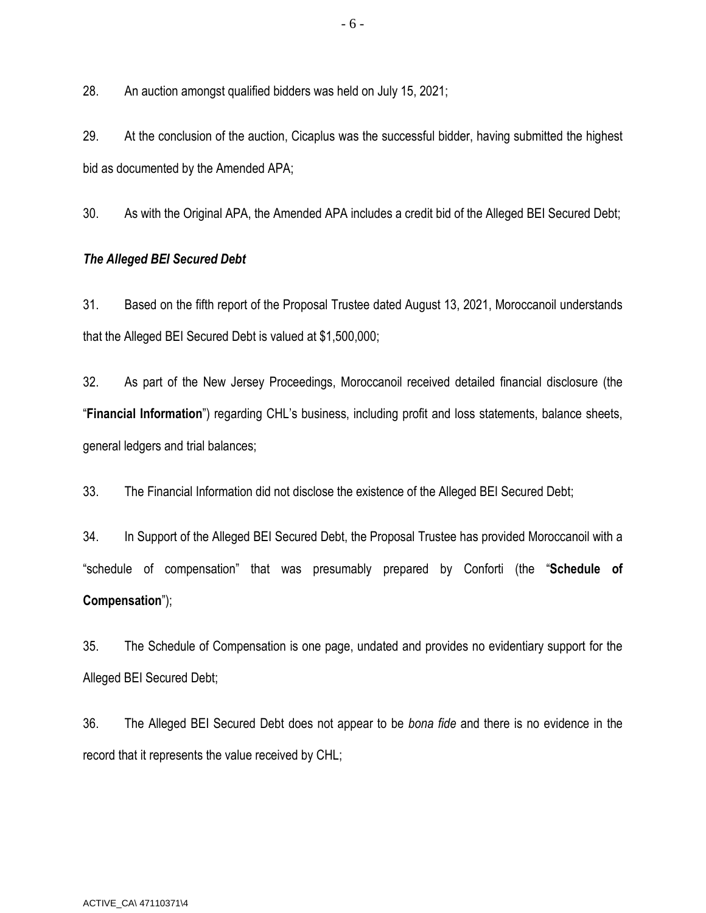28. An auction amongst qualified bidders was held on July 15, 2021;

29. At the conclusion of the auction, Cicaplus was the successful bidder, having submitted the highest bid as documented by the Amended APA;

30. As with the Original APA, the Amended APA includes a credit bid of the Alleged BEI Secured Debt;

***The Alleged BEI Secured Debt***

31. Based on the fifth report of the Proposal Trustee dated August 13, 2021, Moroccanoil understands that the Alleged BEI Secured Debt is valued at $1,500,000;

32. As part of the New Jersey Proceedings, Moroccanoil received detailed financial disclosure (the "**Financial Information**") regarding CHL's business, including profit and loss statements, balance sheets, general ledgers and trial balances;

33. The Financial Information did not disclose the existence of the Alleged BEI Secured Debt;

34. In Support of the Alleged BEI Secured Debt, the Proposal Trustee has provided Moroccanoil with a "schedule of compensation" that was presumably prepared by Conforti (the "**Schedule of Compensation**");

35. The Schedule of Compensation is one page, undated and provides no evidentiary support for the Alleged BEI Secured Debt;

36. The Alleged BEI Secured Debt does not appear to be *bona fide* and there is no evidence in the record that it represents the value received by CHL;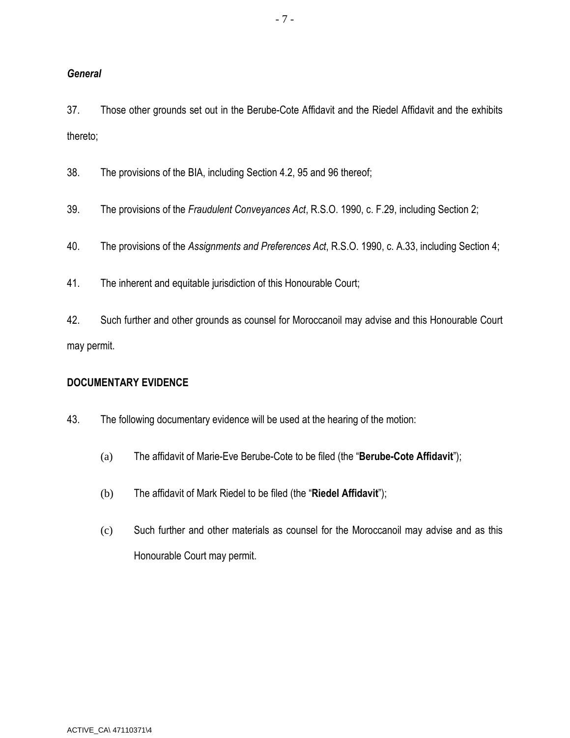***General***

37. Those other grounds set out in the Berube-Cote Affidavit and the Riedel Affidavit and the exhibits thereto;

38. The provisions of the BIA, including Section 4.2, 95 and 96 thereof;

39. The provisions of the *Fraudulent Conveyances Act*, R.S.O. 1990, c. F.29, including Section 2;

40. The provisions of the *Assignments and Preferences Act*, R.S.O. 1990, c. A.33, including Section 4;

41. The inherent and equitable jurisdiction of this Honourable Court;

42. Such further and other grounds as counsel for Moroccanoil may advise and this Honourable Court may permit.

**DOCUMENTARY EVIDENCE**

43. The following documentary evidence will be used at the hearing of the motion:

(a) The affidavit of Marie-Eve Berube-Cote to be filed (the "**Berube-Cote Affidavit**");

(b) The affidavit of Mark Riedel to be filed (the "**Riedel Affidavit**");

(c) Such further and other materials as counsel for the Moroccanoil may advise and as this Honourable Court may permit.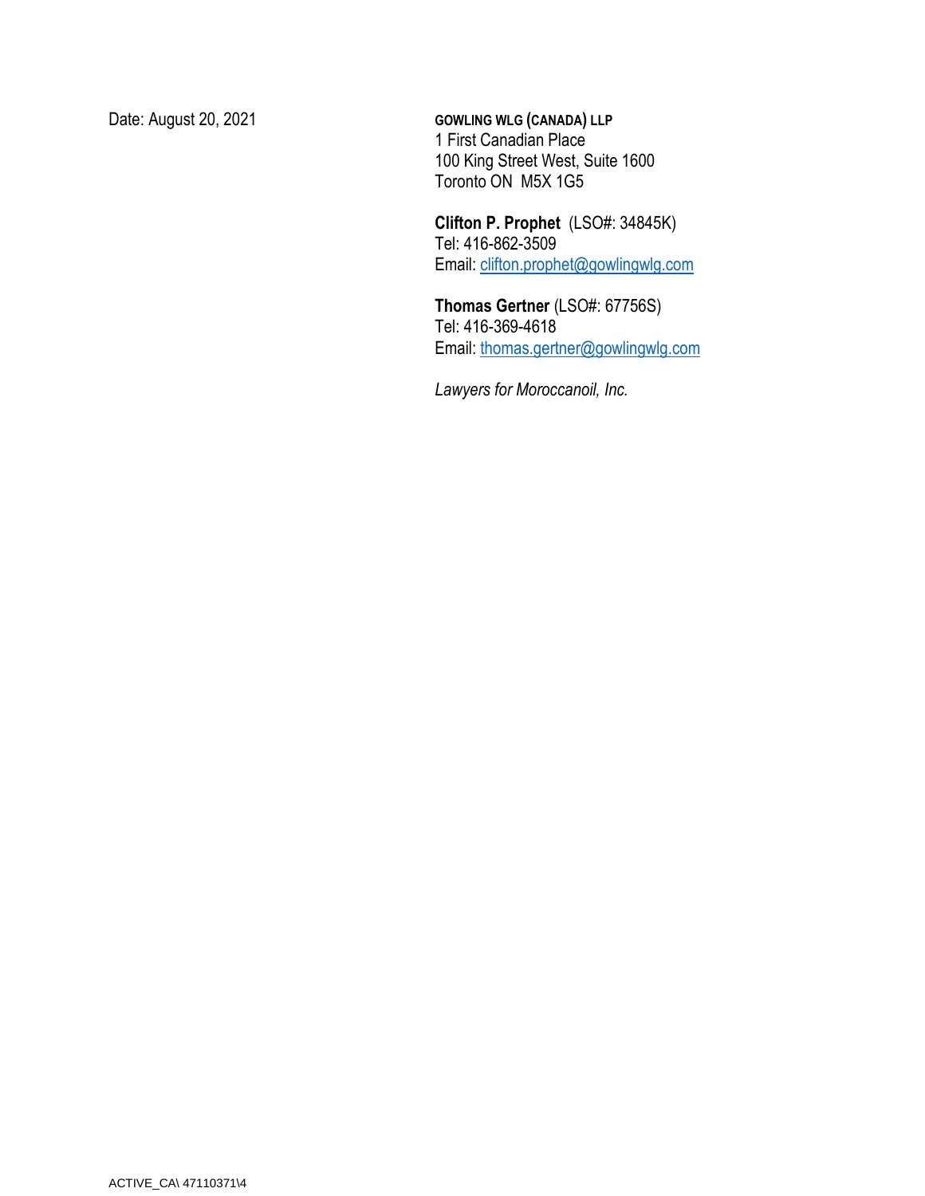Date: August 20, 2021

**GOWLING WLG (CANADA) LLP**
1 First Canadian Place
100 King Street West, Suite 1600
Toronto ON M5X 1G5

**Clifton P. Prophet** (LSO#: 34845K)
Tel: 416-862-3509
Email: clifton.prophet@gowlingwlg.com

**Thomas Gertner** (LSO#: 67756S)
Tel: 416-369-4618
Email: thomas.gertner@gowlingwlg.com

*Lawyers for Moroccanoil, Inc.*

ACTIVE_CA\ 47110371\4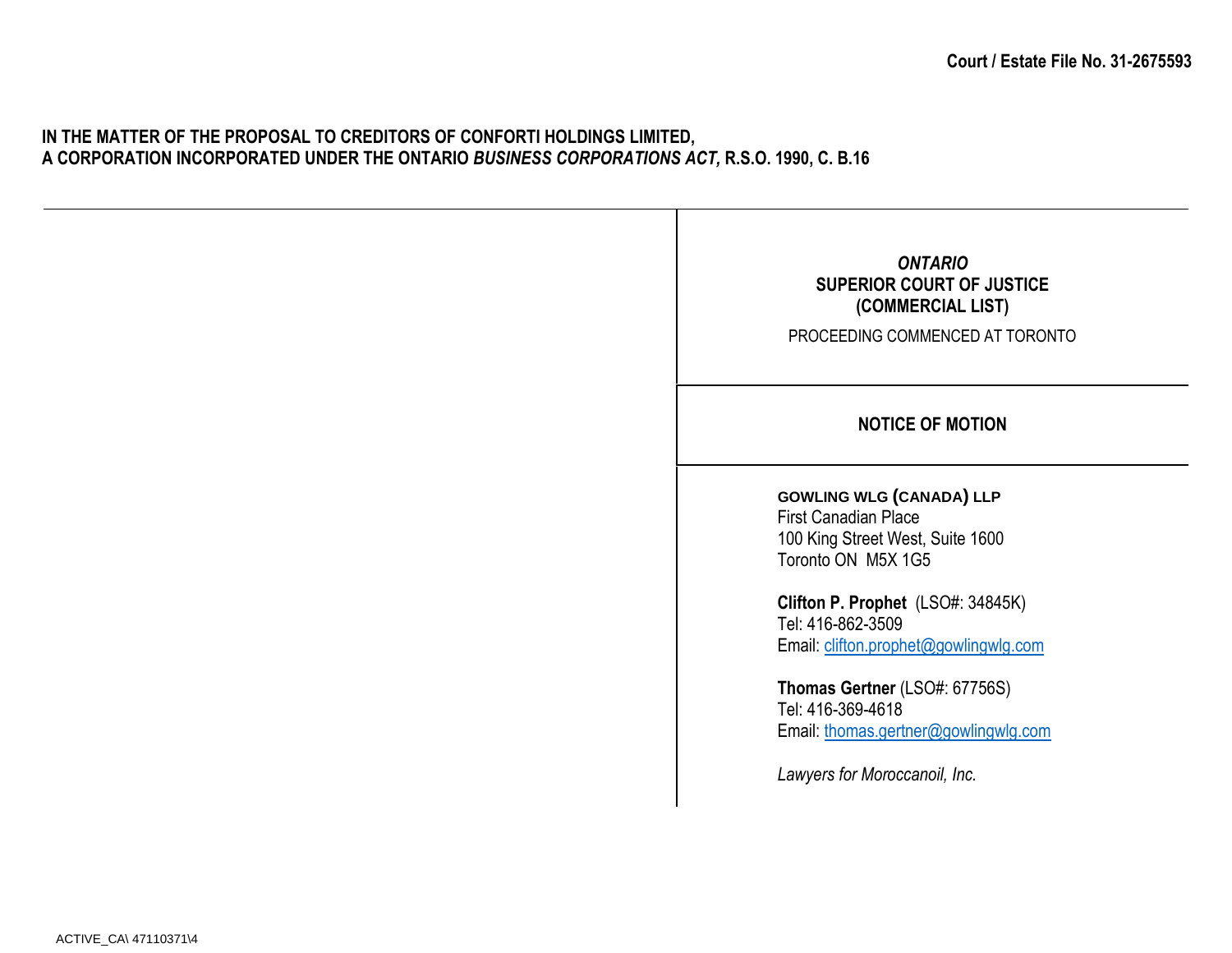**Court / Estate File No. 31-2675593**

**IN THE MATTER OF THE PROPOSAL TO CREDITORS OF CONFORTI HOLDINGS LIMITED,**
**A CORPORATION INCORPORATED UNDER THE ONTARIO *BUSINESS CORPORATIONS ACT,* R.S.O. 1990, C. B.16**

***ONTARIO***
**SUPERIOR COURT OF JUSTICE**
**(COMMERCIAL LIST)**

PROCEEDING COMMENCED AT TORONTO

**NOTICE OF MOTION**

**GOWLING WLG (CANADA) LLP**
First Canadian Place
100 King Street West, Suite 1600
Toronto ON M5X 1G5

**Clifton P. Prophet** (LSO#: 34845K)
Tel: 416-862-3509
Email: clifton.prophet@gowlingwlg.com

**Thomas Gertner** (LSO#: 67756S)
Tel: 416-369-4618
Email: thomas.gertner@gowlingwlg.com

*Lawyers for Moroccanoil, Inc.*

ACTIVE_CA\ 47110371\4